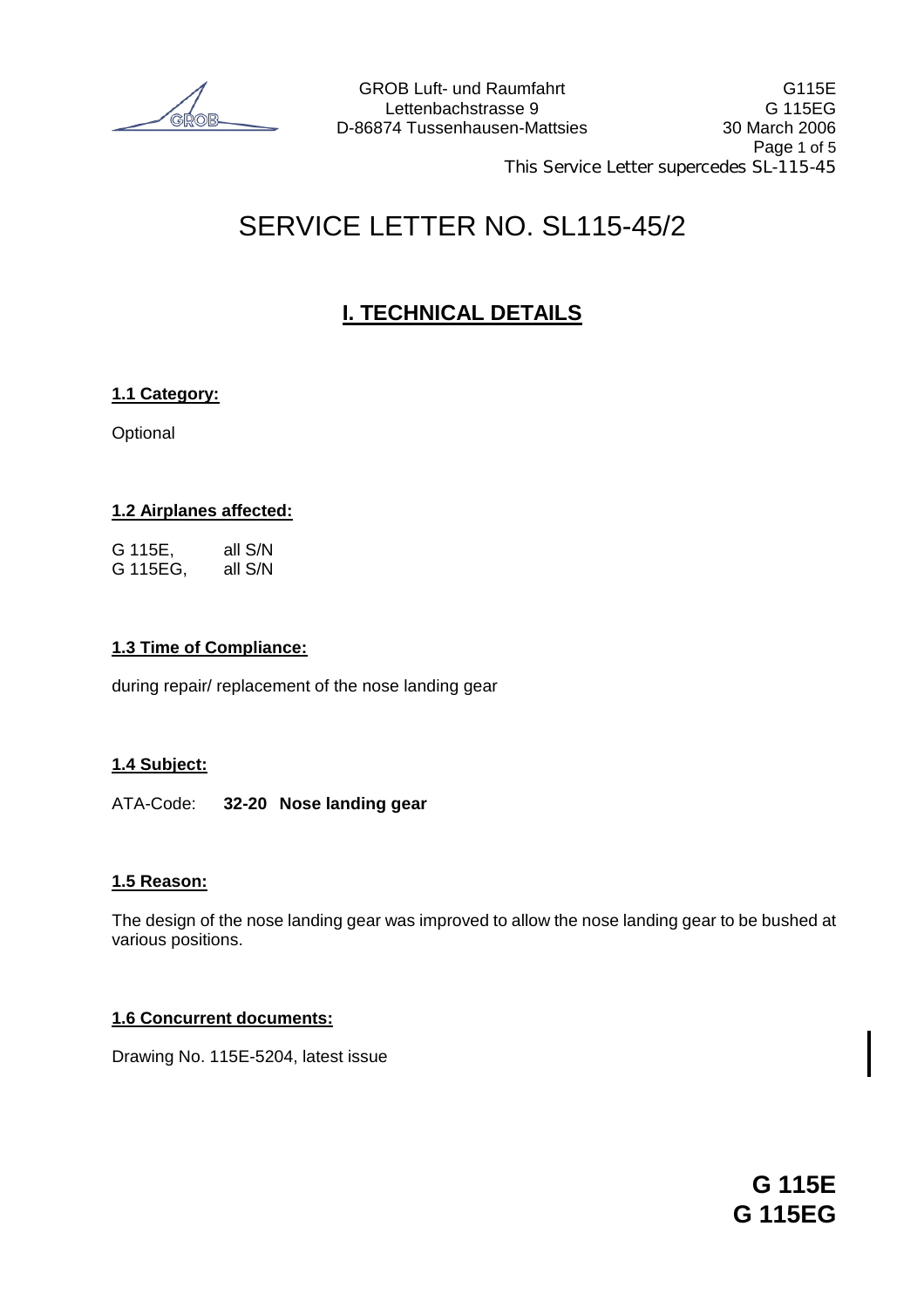GROB Luft- und Raumfahrt
Lettenbachstrasse 9
D-86874 Tussenhausen-Mattsies

G115E
G 115EG
30 March 2006

This Service Letter supercedes SL-115-45

# SERVICE LETTER NO. SL115-45/2

## I. TECHNICAL DETAILS

### 1.1 Category:

Optional

### 1.2 Airplanes affected:

G 115E, all S/N
G 115EG, all S/N

### 1.3 Time of Compliance:

during repair/ replacement of the nose landing gear

### 1.4 Subject:

ATA-Code: **32-20 Nose landing gear**

### 1.5 Reason:

The design of the nose landing gear was improved to allow the nose landing gear to be bushed at various positions.

### 1.6 Concurrent documents:

Drawing No. 115E-5204, latest issue

**G 115E**
**G 115EG**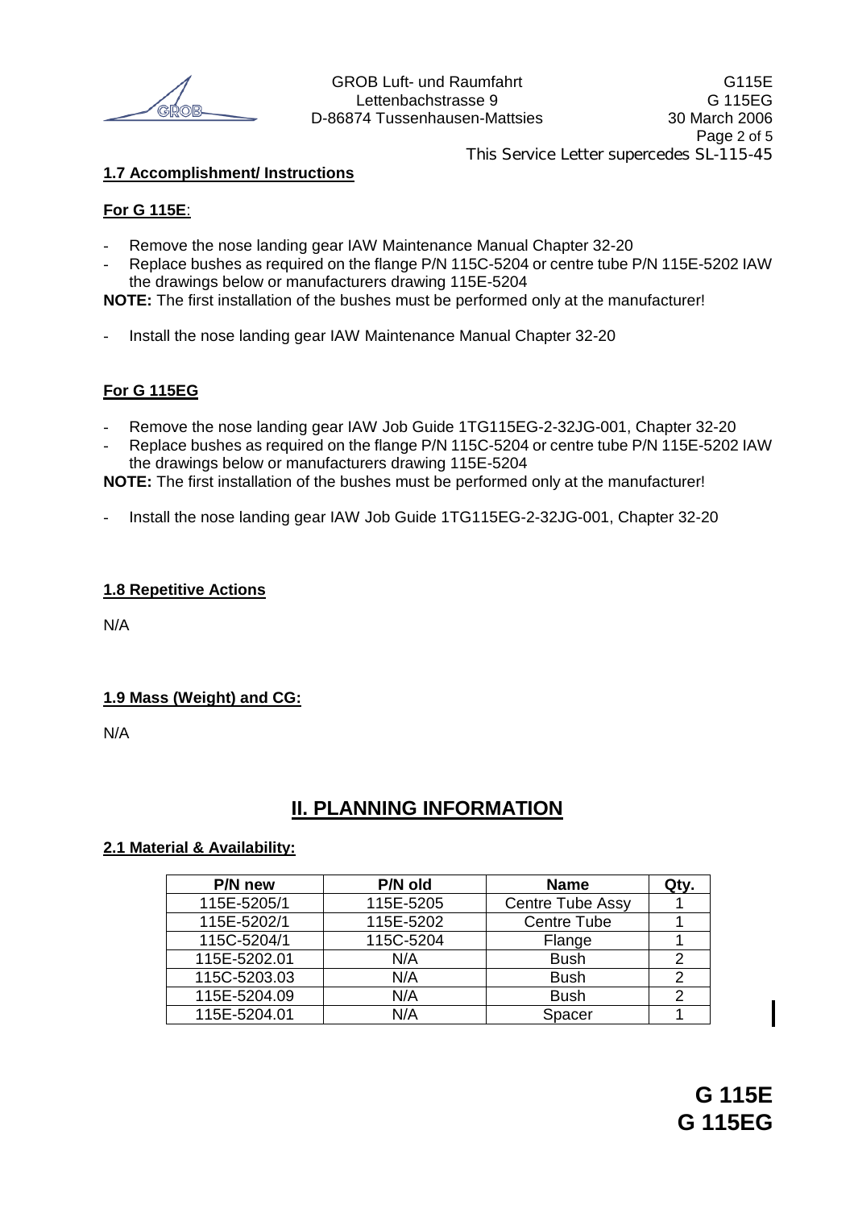This Service Letter supercedes SL-115-45

### 1.7 Accomplishment/ Instructions

**For G 115E**:

- Remove the nose landing gear IAW Maintenance Manual Chapter 32-20
- Replace bushes as required on the flange P/N 115C-5204 or centre tube P/N 115E-5202 IAW the drawings below or manufacturers drawing 115E-5204

**NOTE:** The first installation of the bushes must be performed only at the manufacturer!

- Install the nose landing gear IAW Maintenance Manual Chapter 32-20

**For G 115EG**

- Remove the nose landing gear IAW Job Guide 1TG115EG-2-32JG-001, Chapter 32-20
- Replace bushes as required on the flange P/N 115C-5204 or centre tube P/N 115E-5202 IAW the drawings below or manufacturers drawing 115E-5204

**NOTE:** The first installation of the bushes must be performed only at the manufacturer!

- Install the nose landing gear IAW Job Guide 1TG115EG-2-32JG-001, Chapter 32-20

### 1.8 Repetitive Actions

N/A

### 1.9 Mass (Weight) and CG:

N/A

## II. PLANNING INFORMATION

### 2.1 Material & Availability:

| P/N new | P/N old | Name | Qty. |
|---|---|---|---|
| 115E-5205/1 | 115E-5205 | Centre Tube Assy | 1 |
| 115E-5202/1 | 115E-5202 | Centre Tube | 1 |
| 115C-5204/1 | 115C-5204 | Flange | 1 |
| 115E-5202.01 | N/A | Bush | 2 |
| 115C-5203.03 | N/A | Bush | 2 |
| 115E-5204.09 | N/A | Bush | 2 |
| 115E-5204.01 | N/A | Spacer | 1 |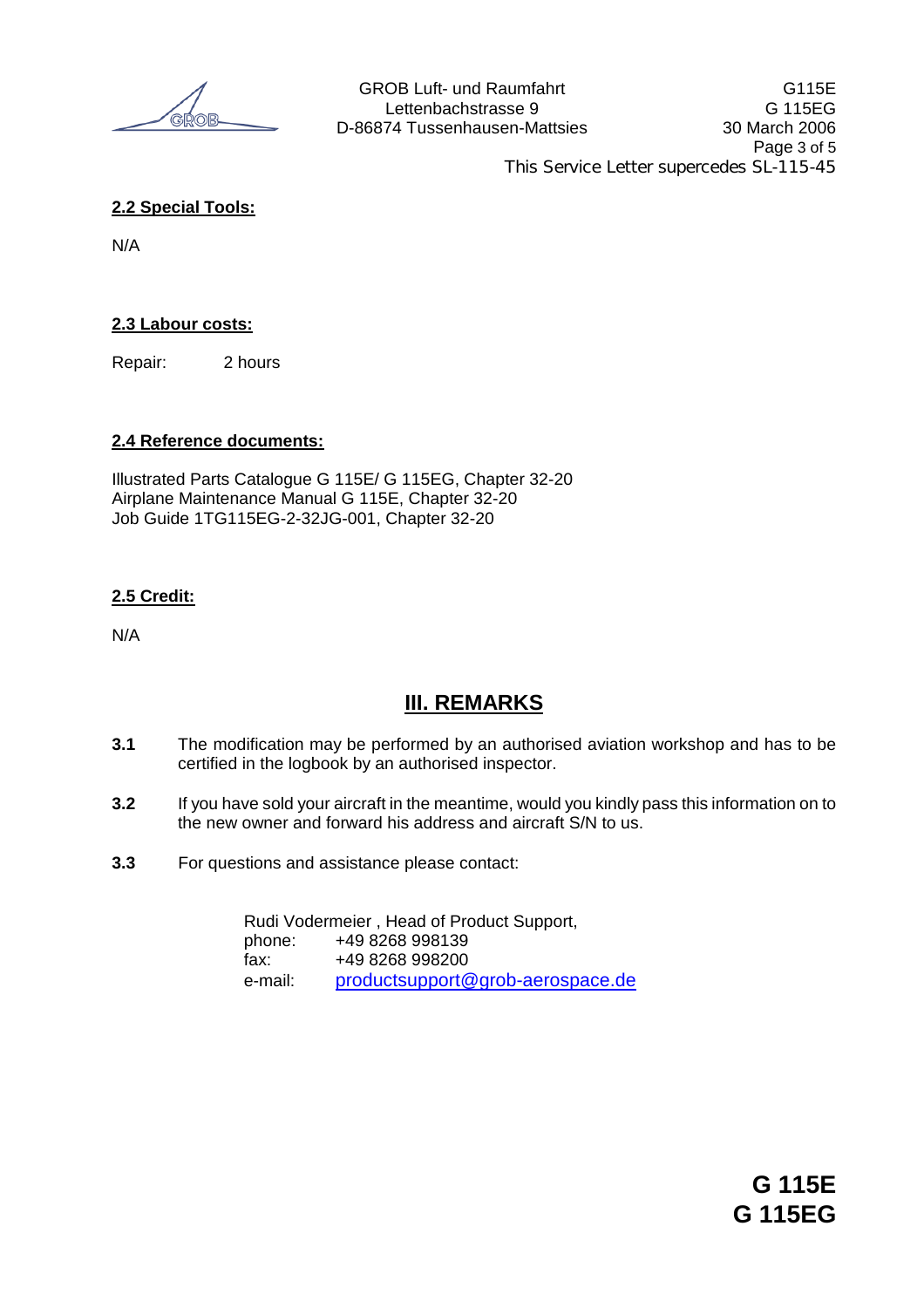## 2.2 Special Tools:

N/A

## 2.3 Labour costs:

Repair: 2 hours

## 2.4 Reference documents:

Illustrated Parts Catalogue G 115E/ G 115EG, Chapter 32-20
Airplane Maintenance Manual G 115E, Chapter 32-20
Job Guide 1TG115EG-2-32JG-001, Chapter 32-20

## 2.5 Credit:

N/A

# III. REMARKS

**3.1** The modification may be performed by an authorised aviation workshop and has to be certified in the logbook by an authorised inspector.

**3.2** If you have sold your aircraft in the meantime, would you kindly pass this information on to the new owner and forward his address and aircraft S/N to us.

**3.3** For questions and assistance please contact:

Rudi Vodermeier , Head of Product Support,
phone: +49 8268 998139
fax: +49 8268 998200
e-mail: productsupport@grob-aerospace.de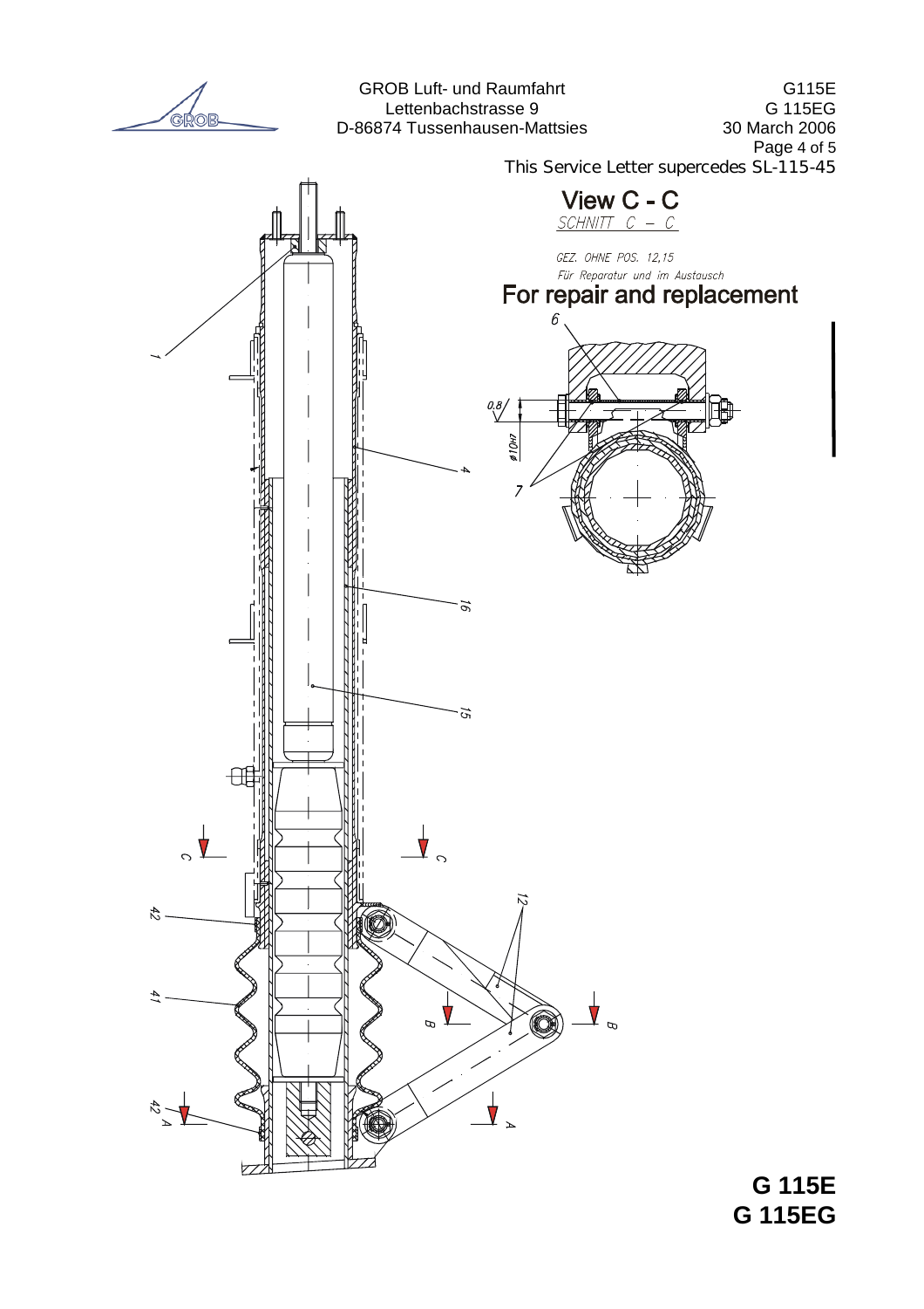This Service Letter supercedes SL-115-45

## View C - C

SCHNITT C – C

GEZ. OHNE POS. 12,15

Für Reparatur und im Austausch

## For repair and replacement

6

0.8

ø10H7

7

1

4

16

15

C

C

42

12

41

B

B

42

A

A

**G 115E**
**G 115EG**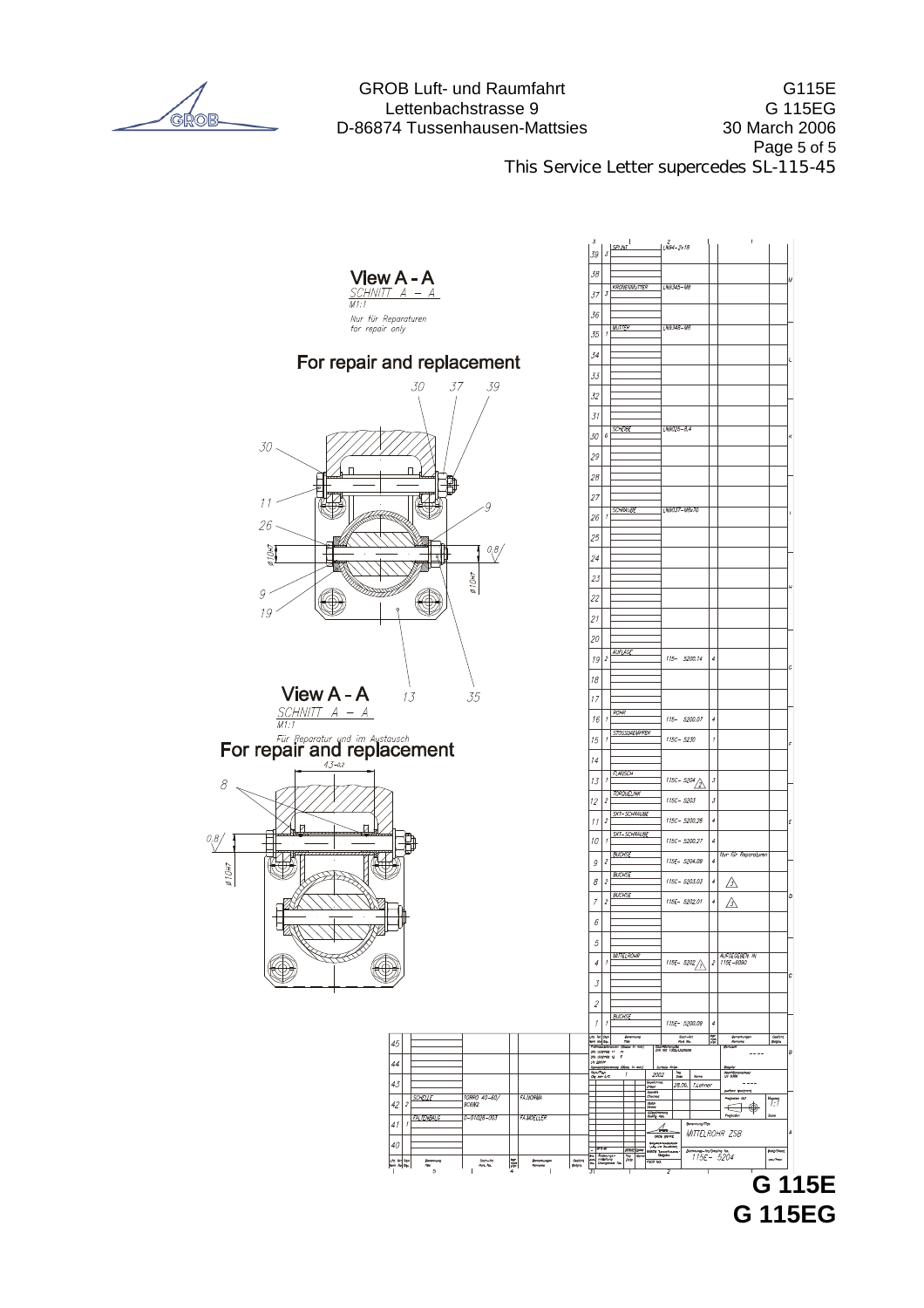This Service Letter supercedes SL-115-45

## View A - A

SCHNITT A – A

M1:1

Nur für Reparaturen
for repair only

## For repair and replacement

30 37 39

30

11

26

ø10H7

9

19

9

0,8

ø10H7

## View A - A

SCHNITT A – A

M1:1

Für Reparatur und im Austausch

## For repair and replacement

13 35

43-0,2

8

0,8

ø10H7

| Pos. | Menge | Benennung | Sach-Nr. | Werkstoff | Bemerkungen |
|---|---|---|---|---|---|
| 39 | 3 | SPLINT | LN94-2x18 | | |
| 38 | | | | | |
| 37 | 3 | KRONENMUTTER | LN9348-M8 | | |
| 36 | | | | | |
| 35 | 1 | MUTTER | LN9348-M8 | | |
| 34 | | | | | |
| 33 | | | | | |
| 32 | | | | | |
| 31 | | | | | |
| 30 | 6 | SCHEIBE | LN9025-8,4 | | |
| 29 | | | | | |
| 28 | | | | | |
| 27 | | | | | |
| 26 | 1 | SCHRAUBE | LN9037-M8x70 | | |
| 25 | | | | | |
| 24 | | | | | |
| 23 | | | | | |
| 22 | | | | | |
| 21 | | | | | |
| 20 | | | | | |
| 19 | 2 | AUFLAGE | 115- 5200.14 | 4 | |
| 18 | | | | | |
| 17 | | | | | |
| 16 | 1 | ROHR | 115- 5200.07 | 4 | |
| 15 | 1 | STOSSDAEMPFER | 115C- 5230 | 1 | |
| 14 | | | | | |
| 13 | 1 | FLANSCH | 115C- 5204 | 3 | |
| 12 | 2 | TORQUELINK | 115C- 5203 | 3 | |
| 11 | 2 | SKT-SCHRAUBE | 115C- 5200.28 | 4 | |
| 10 | 1 | SKT-SCHRAUBE | 115C- 5200.27 | 4 | |
| 9 | 2 | BUCHSE | 115E- 5204.09 | 4 | Nur für Reparaturen |
| 8 | 2 | BUCHSE | 115C- 5203.03 | 4 | |
| 7 | 2 | BUCHSE | 115E- 5202.01 | 4 | |
| 6 | | | | | |
| 5 | | | | | |
| 4 | 1 | MITTELROHR | 115E- 5202 | 2 | AUFGEGEBEN IN 115E-5000 |
| 3 | | | | | |
| 2 | | | | | |
| 1 | 1 | BUCHSE | 115E- 5200.09 | 4 | |

| Pos. | Menge | Benennung | Sach-Nr. | Bemerkungen |
|---|---|---|---|---|
| 45 | | | | |
| 44 | | | | |
| 43 | | | | |
| 42 | 2 | SCHELLE | TORRO 40-60/ 9C0W2 | FA.NORMA |
| 41 | 1 | FALTENBALG | 0-51028-003 | FA.MOELLER |
| 40 | | | | |

Benennung/Title: MITTELROHR ZSB

Zeichnungs-Nr./Drawing No.: 115E- 5204

Maßstab/Scale: 1:1

2002 28.06. T.Lehner

G 115E
G 115EG